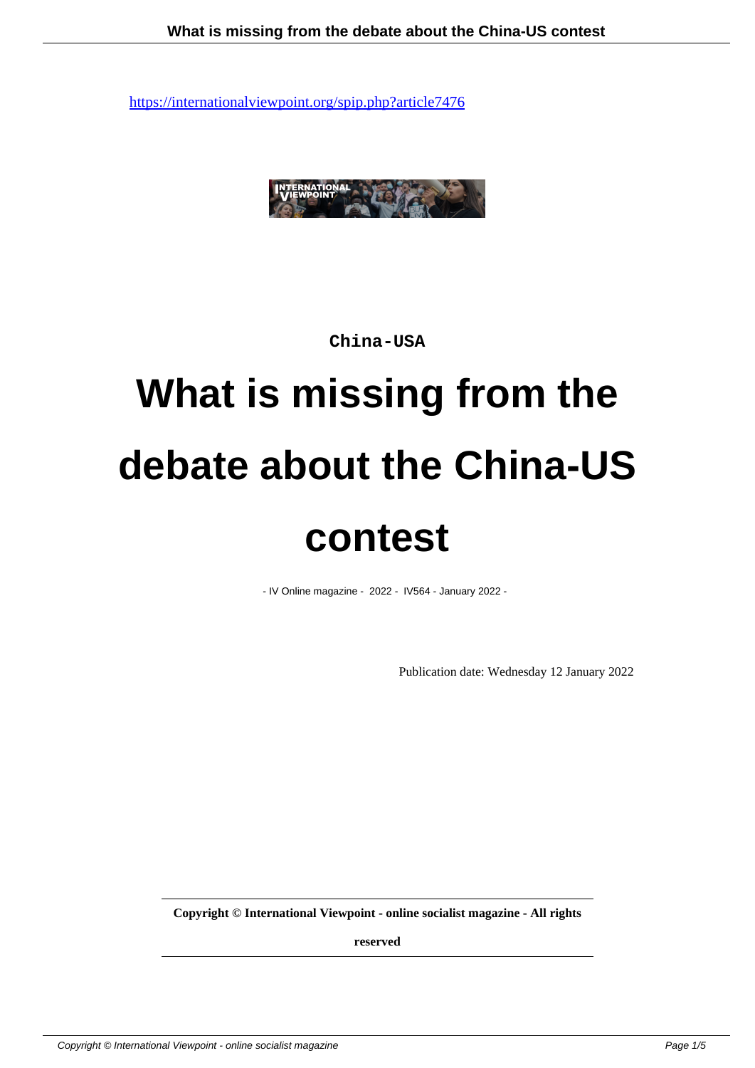https://internationalviewpoint.org/spip.php?article7476

China-USA

# What is missing from the debate about the China-US contest

- IV Online magazine - 2022 - IV564 - January 2022 -

Publication date: Wednesday 12 January 2022

**Copyright © International Viewpoint - online socialist magazine - All rights reserved**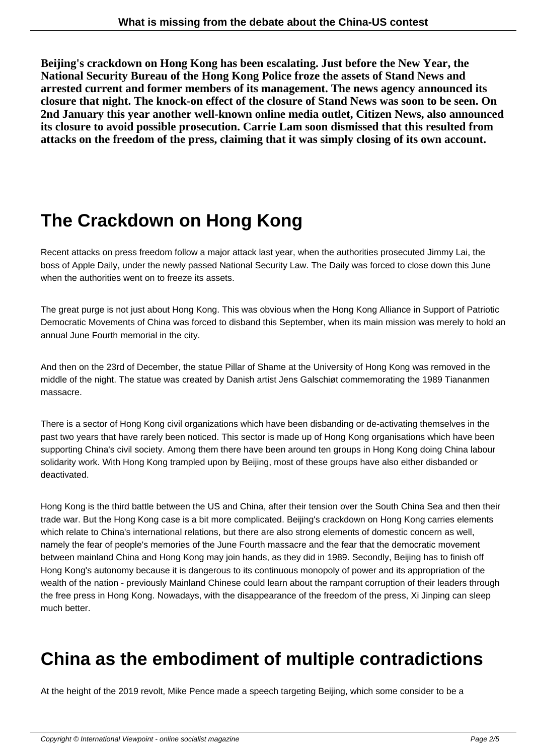**Beijing's crackdown on Hong Kong has been escalating. Just before the New Year, the National Security Bureau of the Hong Kong Police froze the assets of Stand News and arrested current and former members of its management. The news agency announced its closure that night. The knock-on effect of the closure of Stand News was soon to be seen. On 2nd January this year another well-known online media outlet, Citizen News, also announced its closure to avoid possible prosecution. Carrie Lam soon dismissed that this resulted from attacks on the freedom of the press, claiming that it was simply closing of its own account.**

## The Crackdown on Hong Kong

Recent attacks on press freedom follow a major attack last year, when the authorities prosecuted Jimmy Lai, the boss of Apple Daily, under the newly passed National Security Law. The Daily was forced to close down this June when the authorities went on to freeze its assets.

The great purge is not just about Hong Kong. This was obvious when the Hong Kong Alliance in Support of Patriotic Democratic Movements of China was forced to disband this September, when its main mission was merely to hold an annual June Fourth memorial in the city.

And then on the 23rd of December, the statue Pillar of Shame at the University of Hong Kong was removed in the middle of the night. The statue was created by Danish artist Jens Galschiøt commemorating the 1989 Tiananmen massacre.

There is a sector of Hong Kong civil organizations which have been disbanding or de-activating themselves in the past two years that have rarely been noticed. This sector is made up of Hong Kong organisations which have been supporting China's civil society. Among them there have been around ten groups in Hong Kong doing China labour solidarity work. With Hong Kong trampled upon by Beijing, most of these groups have also either disbanded or deactivated.

Hong Kong is the third battle between the US and China, after their tension over the South China Sea and then their trade war. But the Hong Kong case is a bit more complicated. Beijing's crackdown on Hong Kong carries elements which relate to China's international relations, but there are also strong elements of domestic concern as well, namely the fear of people's memories of the June Fourth massacre and the fear that the democratic movement between mainland China and Hong Kong may join hands, as they did in 1989. Secondly, Beijing has to finish off Hong Kong's autonomy because it is dangerous to its continuous monopoly of power and its appropriation of the wealth of the nation - previously Mainland Chinese could learn about the rampant corruption of their leaders through the free press in Hong Kong. Nowadays, with the disappearance of the freedom of the press, Xi Jinping can sleep much better.

## China as the embodiment of multiple contradictions

At the height of the 2019 revolt, Mike Pence made a speech targeting Beijing, which some consider to be a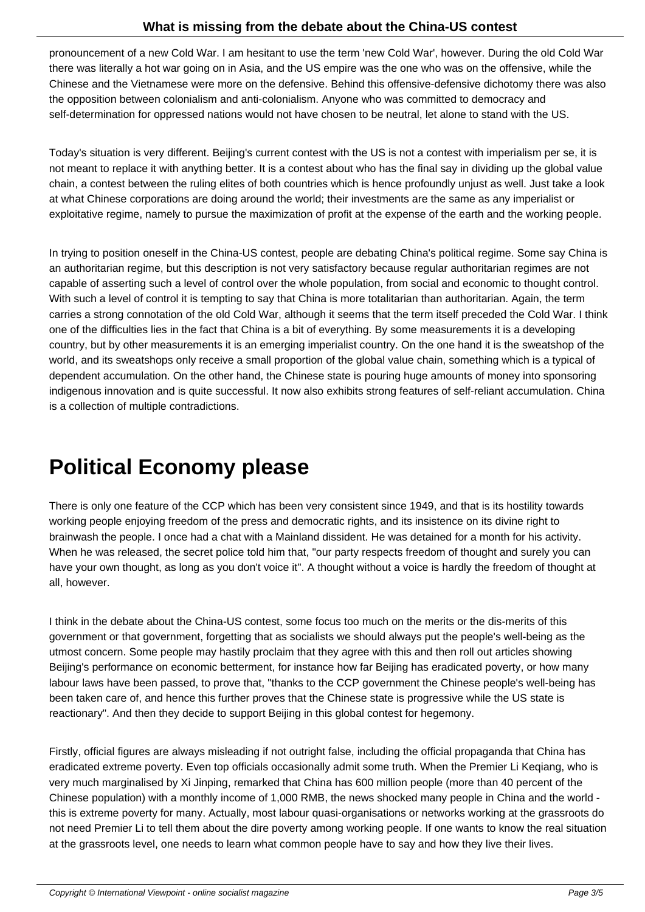pronouncement of a new Cold War. I am hesitant to use the term 'new Cold War', however. During the old Cold War there was literally a hot war going on in Asia, and the US empire was the one who was on the offensive, while the Chinese and the Vietnamese were more on the defensive. Behind this offensive-defensive dichotomy there was also the opposition between colonialism and anti-colonialism. Anyone who was committed to democracy and self-determination for oppressed nations would not have chosen to be neutral, let alone to stand with the US.

Today's situation is very different. Beijing's current contest with the US is not a contest with imperialism per se, it is not meant to replace it with anything better. It is a contest about who has the final say in dividing up the global value chain, a contest between the ruling elites of both countries which is hence profoundly unjust as well. Just take a look at what Chinese corporations are doing around the world; their investments are the same as any imperialist or exploitative regime, namely to pursue the maximization of profit at the expense of the earth and the working people.

In trying to position oneself in the China-US contest, people are debating China's political regime. Some say China is an authoritarian regime, but this description is not very satisfactory because regular authoritarian regimes are not capable of asserting such a level of control over the whole population, from social and economic to thought control. With such a level of control it is tempting to say that China is more totalitarian than authoritarian. Again, the term carries a strong connotation of the old Cold War, although it seems that the term itself preceded the Cold War. I think one of the difficulties lies in the fact that China is a bit of everything. By some measurements it is a developing country, but by other measurements it is an emerging imperialist country. On the one hand it is the sweatshop of the world, and its sweatshops only receive a small proportion of the global value chain, something which is a typical of dependent accumulation. On the other hand, the Chinese state is pouring huge amounts of money into sponsoring indigenous innovation and is quite successful. It now also exhibits strong features of self-reliant accumulation. China is a collection of multiple contradictions.

# Political Economy please

There is only one feature of the CCP which has been very consistent since 1949, and that is its hostility towards working people enjoying freedom of the press and democratic rights, and its insistence on its divine right to brainwash the people. I once had a chat with a Mainland dissident. He was detained for a month for his activity. When he was released, the secret police told him that, "our party respects freedom of thought and surely you can have your own thought, as long as you don't voice it". A thought without a voice is hardly the freedom of thought at all, however.

I think in the debate about the China-US contest, some focus too much on the merits or the dis-merits of this government or that government, forgetting that as socialists we should always put the people's well-being as the utmost concern. Some people may hastily proclaim that they agree with this and then roll out articles showing Beijing's performance on economic betterment, for instance how far Beijing has eradicated poverty, or how many labour laws have been passed, to prove that, "thanks to the CCP government the Chinese people's well-being has been taken care of, and hence this further proves that the Chinese state is progressive while the US state is reactionary". And then they decide to support Beijing in this global contest for hegemony.

Firstly, official figures are always misleading if not outright false, including the official propaganda that China has eradicated extreme poverty. Even top officials occasionally admit some truth. When the Premier Li Keqiang, who is very much marginalised by Xi Jinping, remarked that China has 600 million people (more than 40 percent of the Chinese population) with a monthly income of 1,000 RMB, the news shocked many people in China and the world - this is extreme poverty for many. Actually, most labour quasi-organisations or networks working at the grassroots do not need Premier Li to tell them about the dire poverty among working people. If one wants to know the real situation at the grassroots level, one needs to learn what common people have to say and how they live their lives.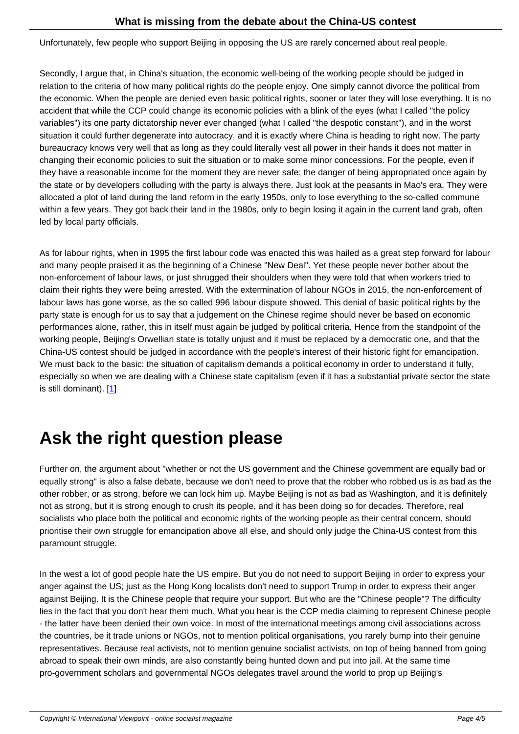Unfortunately, few people who support Beijing in opposing the US are rarely concerned about real people.

Secondly, I argue that, in China's situation, the economic well-being of the working people should be judged in relation to the criteria of how many political rights do the people enjoy. One simply cannot divorce the political from the economic. When the people are denied even basic political rights, sooner or later they will lose everything. It is no accident that while the CCP could change its economic policies with a blink of the eyes (what I called "the policy variables") its one party dictatorship never ever changed (what I called "the despotic constant"), and in the worst situation it could further degenerate into autocracy, and it is exactly where China is heading to right now. The party bureaucracy knows very well that as long as they could literally vest all power in their hands it does not matter in changing their economic policies to suit the situation or to make some minor concessions. For the people, even if they have a reasonable income for the moment they are never safe; the danger of being appropriated once again by the state or by developers colluding with the party is always there. Just look at the peasants in Mao's era. They were allocated a plot of land during the land reform in the early 1950s, only to lose everything to the so-called commune within a few years. They got back their land in the 1980s, only to begin losing it again in the current land grab, often led by local party officials.

As for labour rights, when in 1995 the first labour code was enacted this was hailed as a great step forward for labour and many people praised it as the beginning of a Chinese "New Deal". Yet these people never bother about the non-enforcement of labour laws, or just shrugged their shoulders when they were told that when workers tried to claim their rights they were being arrested. With the extermination of labour NGOs in 2015, the non-enforcement of labour laws has gone worse, as the so called 996 labour dispute showed. This denial of basic political rights by the party state is enough for us to say that a judgement on the Chinese regime should never be based on economic performances alone, rather, this in itself must again be judged by political criteria. Hence from the standpoint of the working people, Beijing's Orwellian state is totally unjust and it must be replaced by a democratic one, and that the China-US contest should be judged in accordance with the people's interest of their historic fight for emancipation. We must back to the basic: the situation of capitalism demands a political economy in order to understand it fully, especially so when we are dealing with a Chinese state capitalism (even if it has a substantial private sector the state is still dominant). [1]

## Ask the right question please

Further on, the argument about "whether or not the US government and the Chinese government are equally bad or equally strong" is also a false debate, because we don't need to prove that the robber who robbed us is as bad as the other robber, or as strong, before we can lock him up. Maybe Beijing is not as bad as Washington, and it is definitely not as strong, but it is strong enough to crush its people, and it has been doing so for decades. Therefore, real socialists who place both the political and economic rights of the working people as their central concern, should prioritise their own struggle for emancipation above all else, and should only judge the China-US contest from this paramount struggle.

In the west a lot of good people hate the US empire. But you do not need to support Beijing in order to express your anger against the US; just as the Hong Kong localists don't need to support Trump in order to express their anger against Beijing. It is the Chinese people that require your support. But who are the "Chinese people"? The difficulty lies in the fact that you don't hear them much. What you hear is the CCP media claiming to represent Chinese people - the latter have been denied their own voice. In most of the international meetings among civil associations across the countries, be it trade unions or NGOs, not to mention political organisations, you rarely bump into their genuine representatives. Because real activists, not to mention genuine socialist activists, on top of being banned from going abroad to speak their own minds, are also constantly being hunted down and put into jail. At the same time pro-government scholars and governmental NGOs delegates travel around the world to prop up Beijing's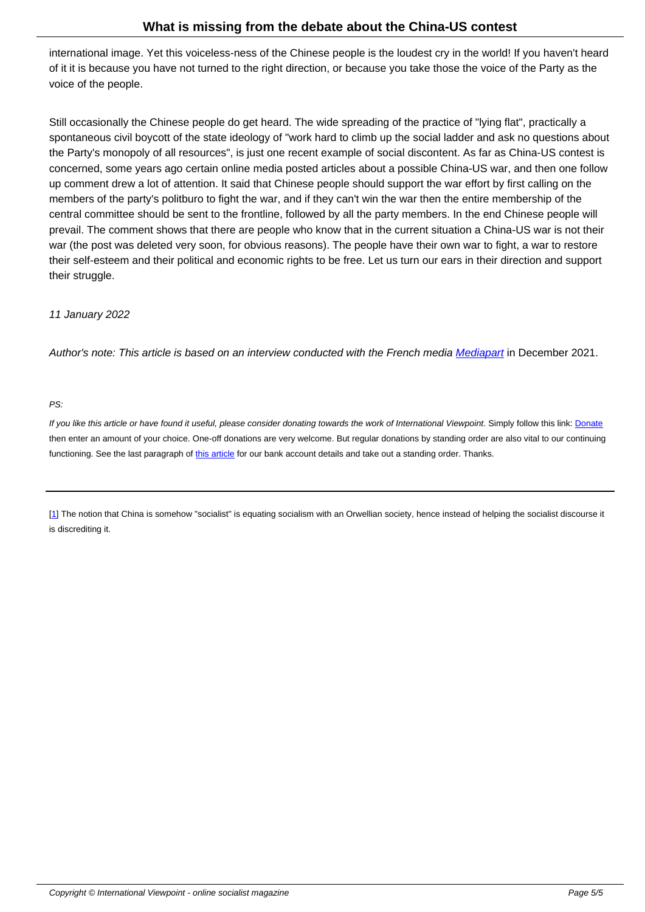international image. Yet this voiceless-ness of the Chinese people is the loudest cry in the world! If you haven't heard of it it is because you have not turned to the right direction, or because you take those the voice of the Party as the voice of the people.

Still occasionally the Chinese people do get heard. The wide spreading of the practice of "lying flat", practically a spontaneous civil boycott of the state ideology of "work hard to climb up the social ladder and ask no questions about the Party's monopoly of all resources", is just one recent example of social discontent. As far as China-US contest is concerned, some years ago certain online media posted articles about a possible China-US war, and then one follow up comment drew a lot of attention. It said that Chinese people should support the war effort by first calling on the members of the party's politburo to fight the war, and if they can't win the war then the entire membership of the central committee should be sent to the frontline, followed by all the party members. In the end Chinese people will prevail. The comment shows that there are people who know that in the current situation a China-US war is not their war (the post was deleted very soon, for obvious reasons). The people have their own war to fight, a war to restore their self-esteem and their political and economic rights to be free. Let us turn our ears in their direction and support their struggle.

*11 January 2022*

*Author's note: This article is based on an interview conducted with the French media Mediapart in December 2021.*

*PS:*

*If you like this article or have found it useful, please consider donating towards the work of International Viewpoint*. Simply follow this link: Donate then enter an amount of your choice. One-off donations are very welcome. But regular donations by standing order are also vital to our continuing functioning. See the last paragraph of this article for our bank account details and take out a standing order. Thanks.

---

[1] The notion that China is somehow "socialist" is equating socialism with an Orwellian society, hence instead of helping the socialist discourse it is discrediting it.